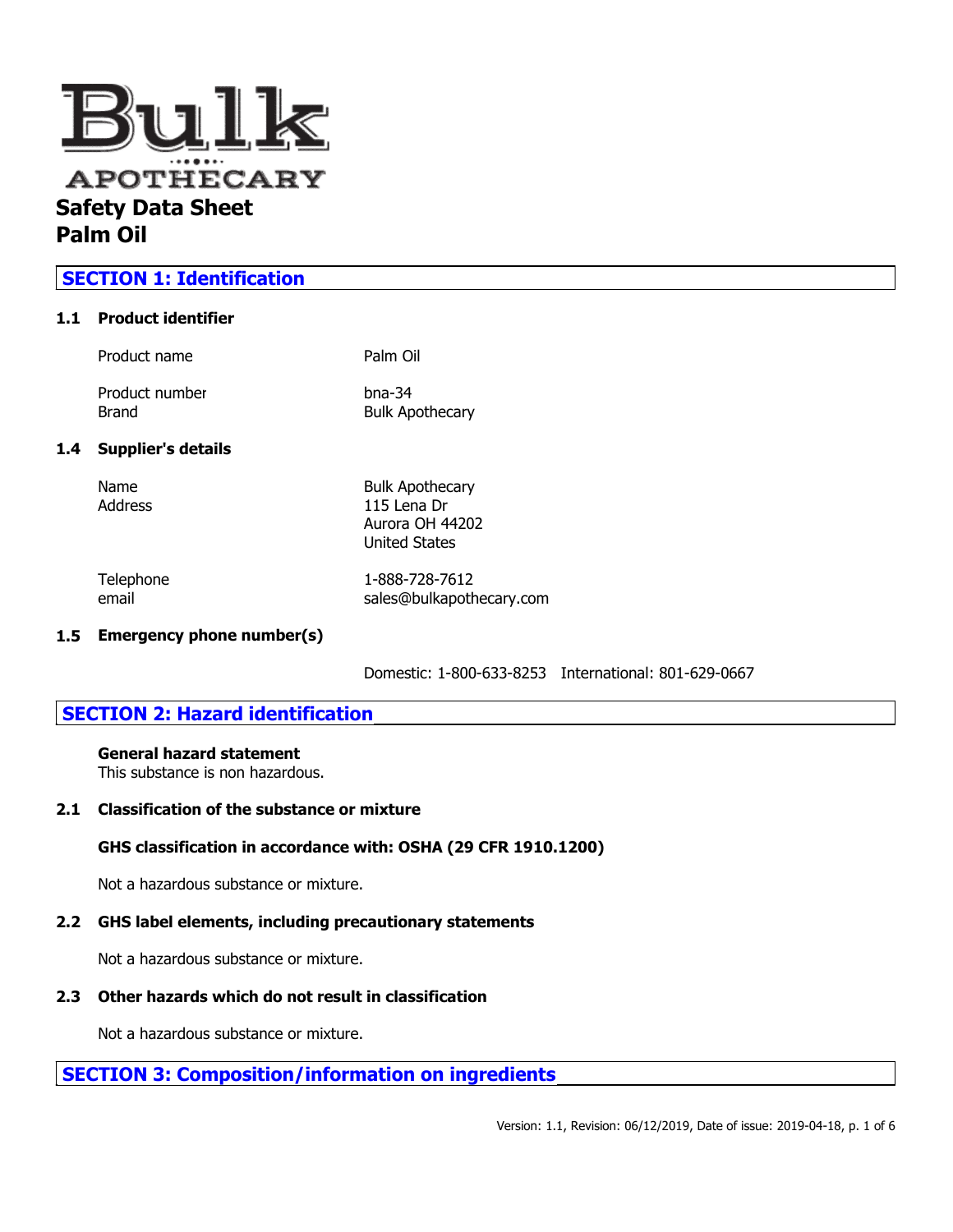Bulk

APOTHECARY

# Safety Data Sheet
# Palm Oil

## SECTION 1: Identification

### 1.1 Product identifier

| | |
|---|---|
| Product name | Palm Oil |
| Product number | bna-34 |
| Brand | Bulk Apothecary |

### 1.4 Supplier's details

| | |
|---|---|
| Name | Bulk Apothecary |
| Address | 115 Lena Dr<br>Aurora OH 44202<br>United States |
| Telephone | 1-888-728-7612 |
| email | sales@bulkapothecary.com |

### 1.5 Emergency phone number(s)

Domestic: 1-800-633-8253 International: 801-629-0667

## SECTION 2: Hazard identification

**General hazard statement**
This substance is non hazardous.

### 2.1 Classification of the substance or mixture

**GHS classification in accordance with: OSHA (29 CFR 1910.1200)**

Not a hazardous substance or mixture.

### 2.2 GHS label elements, including precautionary statements

Not a hazardous substance or mixture.

### 2.3 Other hazards which do not result in classification

Not a hazardous substance or mixture.

## SECTION 3: Composition/information on ingredients

Version: 1.1, Revision: 06/12/2019, Date of issue: 2019-04-18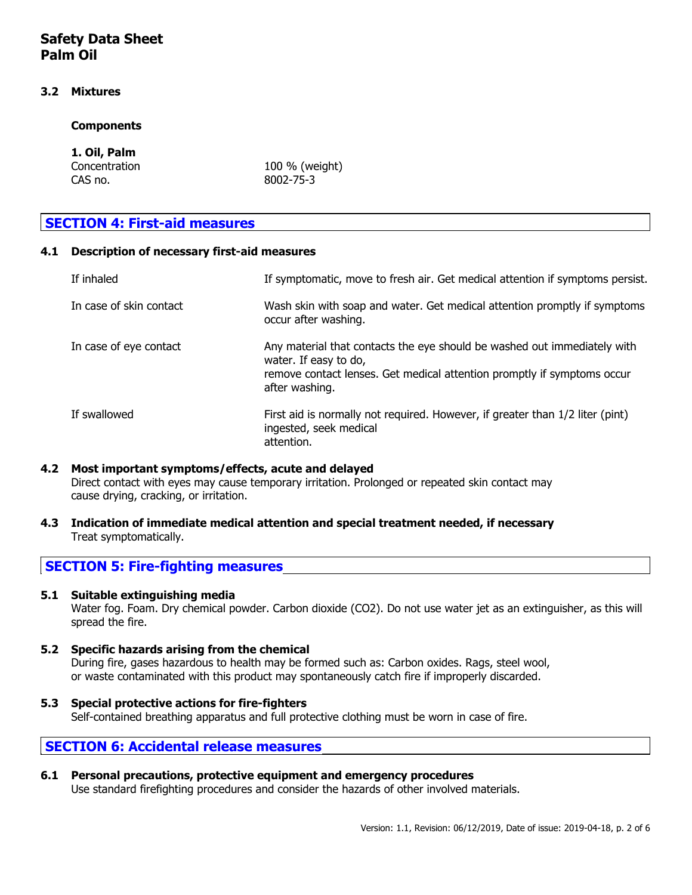### 3.2 Mixtures

**Components**

**1. Oil, Palm**

| | |
|---|---|
| Concentration | 100 % (weight) |
| CAS no. | 8002-75-3 |

## SECTION 4: First-aid measures

### 4.1 Description of necessary first-aid measures

| | |
|---|---|
| If inhaled | If symptomatic, move to fresh air. Get medical attention if symptoms persist. |
| In case of skin contact | Wash skin with soap and water. Get medical attention promptly if symptoms occur after washing. |
| In case of eye contact | Any material that contacts the eye should be washed out immediately with water. If easy to do, remove contact lenses. Get medical attention promptly if symptoms occur after washing. |
| If swallowed | First aid is normally not required. However, if greater than 1/2 liter (pint) ingested, seek medical attention. |

### 4.2 Most important symptoms/effects, acute and delayed

Direct contact with eyes may cause temporary irritation. Prolonged or repeated skin contact may cause drying, cracking, or irritation.

### 4.3 Indication of immediate medical attention and special treatment needed, if necessary

Treat symptomatically.

## SECTION 5: Fire-fighting measures

### 5.1 Suitable extinguishing media

Water fog. Foam. Dry chemical powder. Carbon dioxide ($CO_2$). Do not use water jet as an extinguisher, as this will spread the fire.

### 5.2 Specific hazards arising from the chemical

During fire, gases hazardous to health may be formed such as: Carbon oxides. Rags, steel wool, or waste contaminated with this product may spontaneously catch fire if improperly discarded.

### 5.3 Special protective actions for fire-fighters

Self-contained breathing apparatus and full protective clothing must be worn in case of fire.

## SECTION 6: Accidental release measures

### 6.1 Personal precautions, protective equipment and emergency procedures

Use standard firefighting procedures and consider the hazards of other involved materials.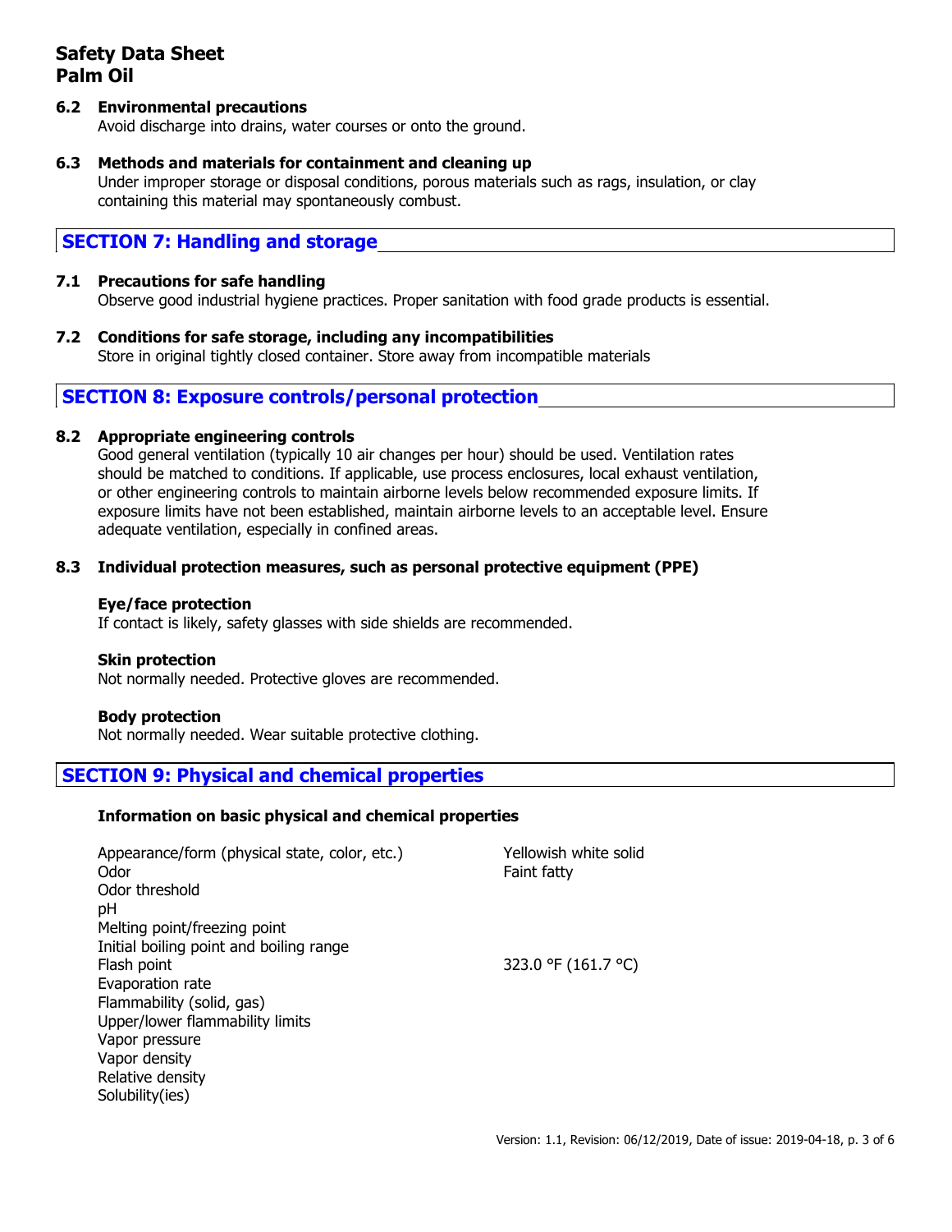### 6.2 Environmental precautions

Avoid discharge into drains, water courses or onto the ground.

### 6.3 Methods and materials for containment and cleaning up

Under improper storage or disposal conditions, porous materials such as rags, insulation, or clay containing this material may spontaneously combust.

## SECTION 7: Handling and storage

### 7.1 Precautions for safe handling

Observe good industrial hygiene practices. Proper sanitation with food grade products is essential.

### 7.2 Conditions for safe storage, including any incompatibilities

Store in original tightly closed container. Store away from incompatible materials

## SECTION 8: Exposure controls/personal protection

### 8.2 Appropriate engineering controls

Good general ventilation (typically 10 air changes per hour) should be used. Ventilation rates should be matched to conditions. If applicable, use process enclosures, local exhaust ventilation, or other engineering controls to maintain airborne levels below recommended exposure limits. If exposure limits have not been established, maintain airborne levels to an acceptable level. Ensure adequate ventilation, especially in confined areas.

### 8.3 Individual protection measures, such as personal protective equipment (PPE)

**Eye/face protection**

If contact is likely, safety glasses with side shields are recommended.

**Skin protection**

Not normally needed. Protective gloves are recommended.

**Body protection**

Not normally needed. Wear suitable protective clothing.

## SECTION 9: Physical and chemical properties

**Information on basic physical and chemical properties**

| Property | Value |
|---|---|
| Appearance/form (physical state, color, etc.) | Yellowish white solid |
| Odor | Faint fatty |
| Odor threshold | |
| pH | |
| Melting point/freezing point | |
| Initial boiling point and boiling range | |
| Flash point | 323.0 °F (161.7 °C) |
| Evaporation rate | |
| Flammability (solid, gas) | |
| Upper/lower flammability limits | |
| Vapor pressure | |
| Vapor density | |
| Relative density | |
| Solubility(ies) | |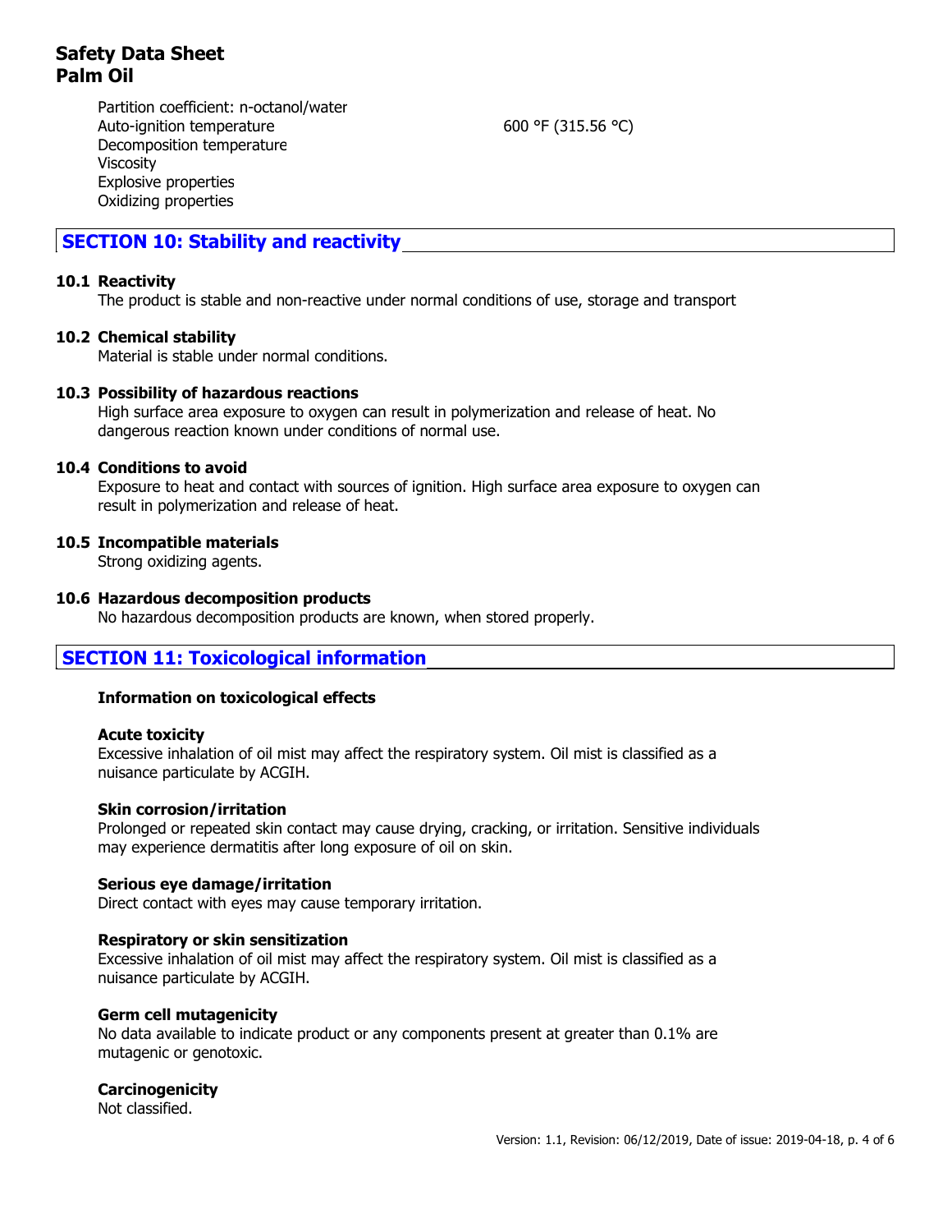| | |
|---|---|
| Partition coefficient: n-octanol/water | |
| Auto-ignition temperature | 600 °F (315.56 °C) |
| Decomposition temperature | |
| Viscosity | |
| Explosive properties | |
| Oxidizing properties | |

## SECTION 10: Stability and reactivity

### 10.1 Reactivity

The product is stable and non-reactive under normal conditions of use, storage and transport

### 10.2 Chemical stability

Material is stable under normal conditions.

### 10.3 Possibility of hazardous reactions

High surface area exposure to oxygen can result in polymerization and release of heat. No dangerous reaction known under conditions of normal use.

### 10.4 Conditions to avoid

Exposure to heat and contact with sources of ignition. High surface area exposure to oxygen can result in polymerization and release of heat.

### 10.5 Incompatible materials

Strong oxidizing agents.

### 10.6 Hazardous decomposition products

No hazardous decomposition products are known, when stored properly.

## SECTION 11: Toxicological information

**Information on toxicological effects**

**Acute toxicity**

Excessive inhalation of oil mist may affect the respiratory system. Oil mist is classified as a nuisance particulate by ACGIH.

**Skin corrosion/irritation**

Prolonged or repeated skin contact may cause drying, cracking, or irritation. Sensitive individuals may experience dermatitis after long exposure of oil on skin.

**Serious eye damage/irritation**

Direct contact with eyes may cause temporary irritation.

**Respiratory or skin sensitization**

Excessive inhalation of oil mist may affect the respiratory system. Oil mist is classified as a nuisance particulate by ACGIH.

**Germ cell mutagenicity**

No data available to indicate product or any components present at greater than 0.1% are mutagenic or genotoxic.

**Carcinogenicity**

Not classified.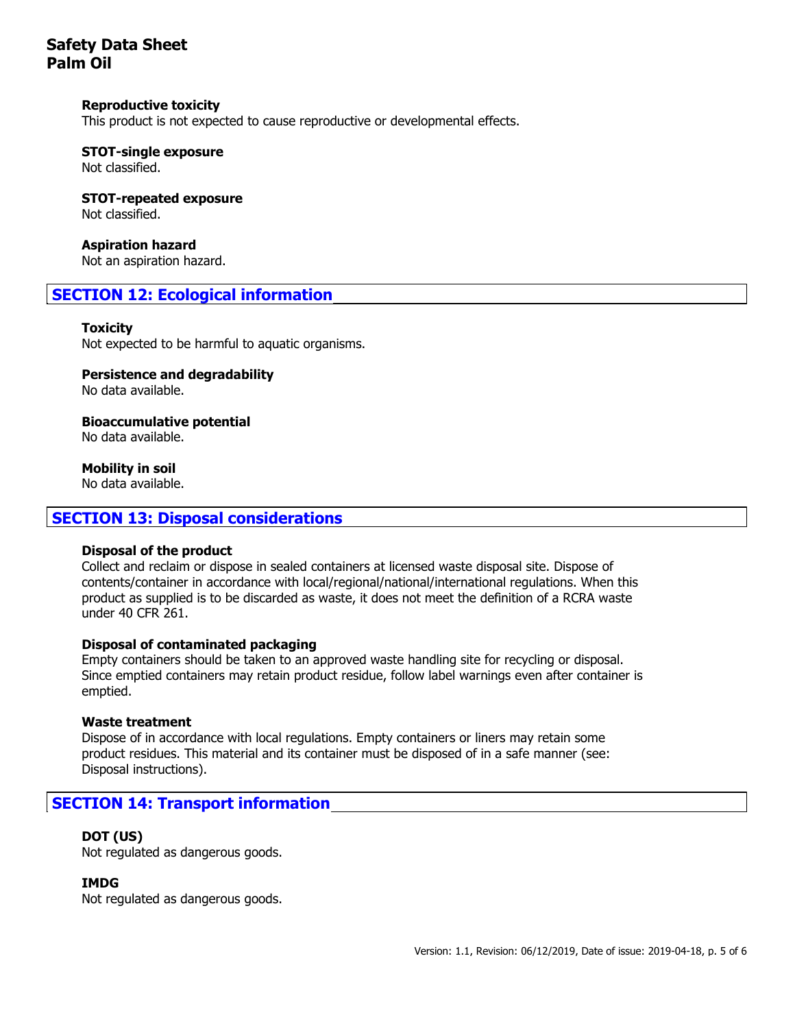### Reproductive toxicity

This product is not expected to cause reproductive or developmental effects.

### STOT-single exposure

Not classified.

### STOT-repeated exposure

Not classified.

### Aspiration hazard

Not an aspiration hazard.

## SECTION 12: Ecological information

### Toxicity

Not expected to be harmful to aquatic organisms.

### Persistence and degradability

No data available.

### Bioaccumulative potential

No data available.

### Mobility in soil

No data available.

## SECTION 13: Disposal considerations

### Disposal of the product

Collect and reclaim or dispose in sealed containers at licensed waste disposal site. Dispose of contents/container in accordance with local/regional/national/international regulations. When this product as supplied is to be discarded as waste, it does not meet the definition of a RCRA waste under 40 CFR 261.

### Disposal of contaminated packaging

Empty containers should be taken to an approved waste handling site for recycling or disposal. Since emptied containers may retain product residue, follow label warnings even after container is emptied.

### Waste treatment

Dispose of in accordance with local regulations. Empty containers or liners may retain some product residues. This material and its container must be disposed of in a safe manner (see: Disposal instructions).

## SECTION 14: Transport information

### DOT (US)

Not regulated as dangerous goods.

### IMDG

Not regulated as dangerous goods.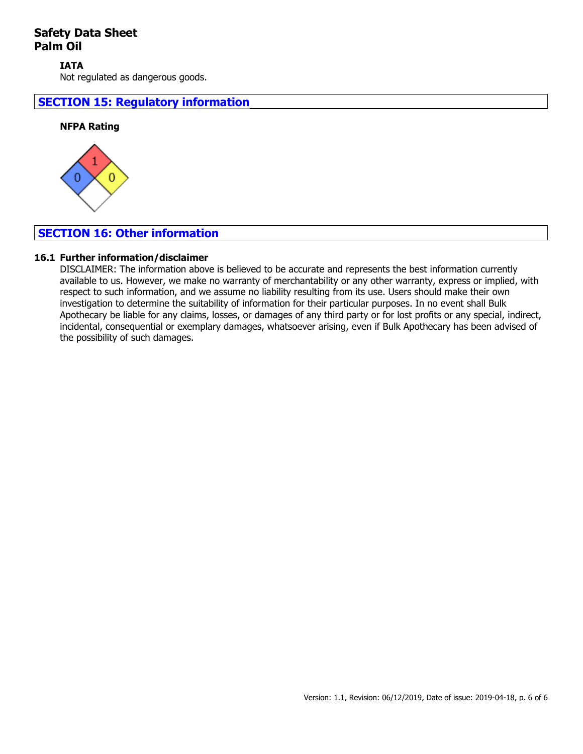**IATA**

Not regulated as dangerous goods.

## SECTION 15: Regulatory information

**NFPA Rating**

1
0
0

## SECTION 16: Other information

### 16.1 Further information/disclaimer

DISCLAIMER: The information above is believed to be accurate and represents the best information currently available to us. However, we make no warranty of merchantability or any other warranty, express or implied, with respect to such information, and we assume no liability resulting from its use. Users should make their own investigation to determine the suitability of information for their particular purposes. In no event shall Bulk Apothecary be liable for any claims, losses, or damages of any third party or for lost profits or any special, indirect, incidental, consequential or exemplary damages, whatsoever arising, even if Bulk Apothecary has been advised of the possibility of such damages.